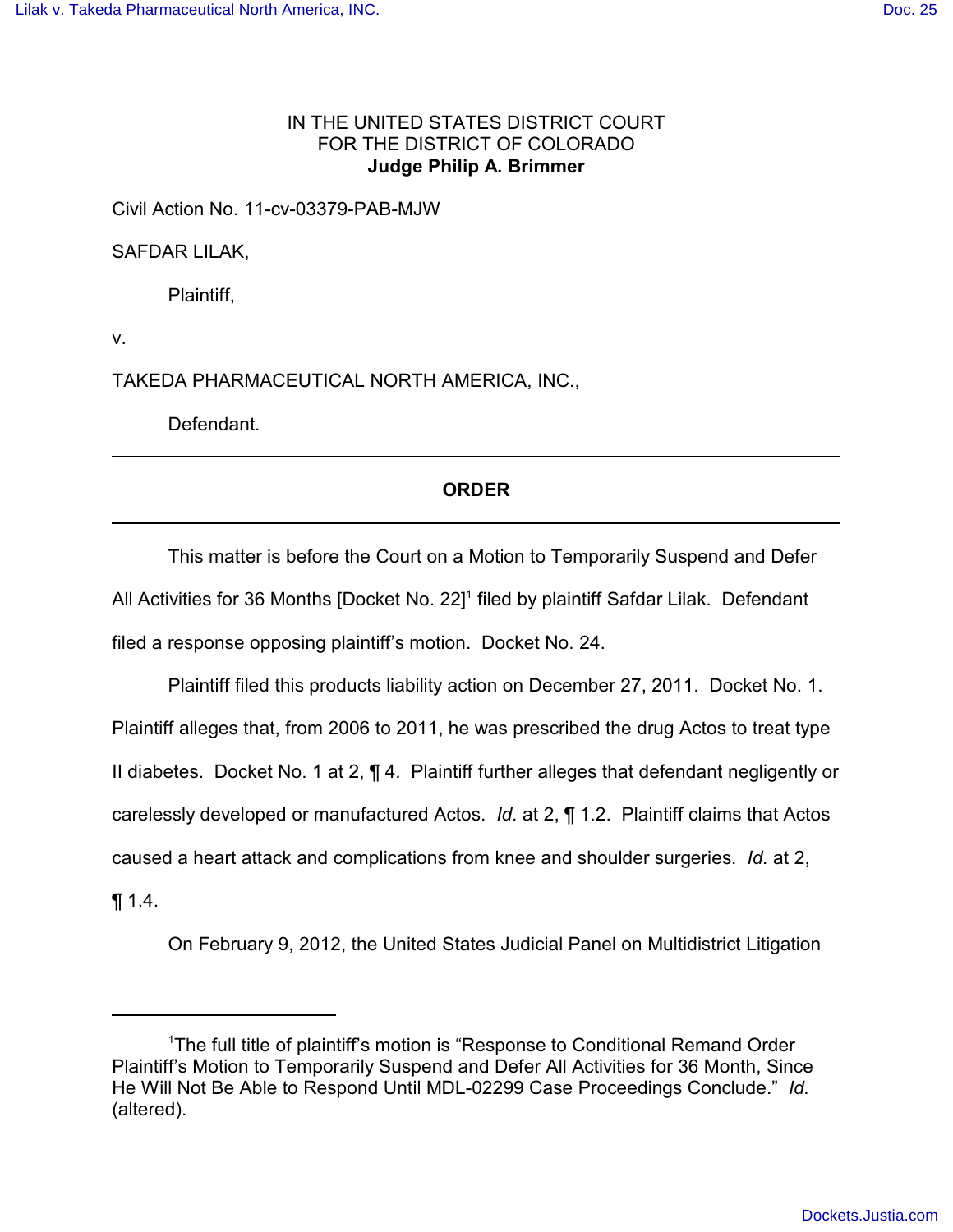IN THE UNITED STATES DISTRICT COURT
FOR THE DISTRICT OF COLORADO
**Judge Philip A. Brimmer**

Civil Action No. 11-cv-03379-PAB-MJW

SAFDAR LILAK,

Plaintiff,

v.

TAKEDA PHARMACEUTICAL NORTH AMERICA, INC.,

Defendant.

---

**ORDER**

---

This matter is before the Court on a Motion to Temporarily Suspend and Defer All Activities for 36 Months [Docket No. 22][1] filed by plaintiff Safdar Lilak. Defendant filed a response opposing plaintiff's motion. Docket No. 24.

Plaintiff filed this products liability action on December 27, 2011. Docket No. 1. Plaintiff alleges that, from 2006 to 2011, he was prescribed the drug Actos to treat type II diabetes. Docket No. 1 at 2, ¶ 4. Plaintiff further alleges that defendant negligently or carelessly developed or manufactured Actos. *Id.* at 2, ¶ 1.2. Plaintiff claims that Actos caused a heart attack and complications from knee and shoulder surgeries. *Id.* at 2, ¶ 1.4.

On February 9, 2012, the United States Judicial Panel on Multidistrict Litigation

---

[1] The full title of plaintiff's motion is "Response to Conditional Remand Order Plaintiff's Motion to Temporarily Suspend and Defer All Activities for 36 Month, Since He Will Not Be Able to Respond Until MDL-02299 Case Proceedings Conclude." *Id.* (altered).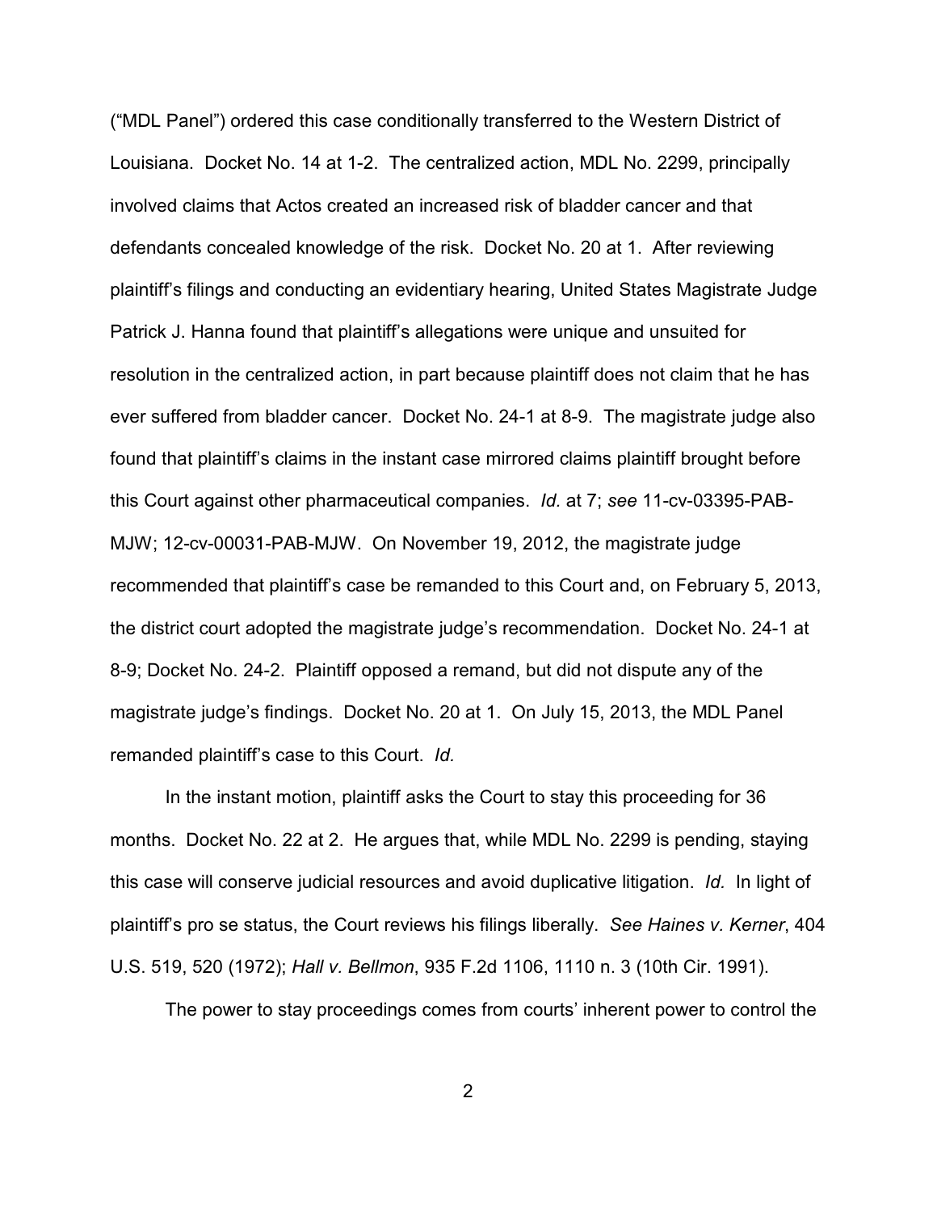("MDL Panel") ordered this case conditionally transferred to the Western District of Louisiana. Docket No. 14 at 1-2. The centralized action, MDL No. 2299, principally involved claims that Actos created an increased risk of bladder cancer and that defendants concealed knowledge of the risk. Docket No. 20 at 1. After reviewing plaintiff's filings and conducting an evidentiary hearing, United States Magistrate Judge Patrick J. Hanna found that plaintiff's allegations were unique and unsuited for resolution in the centralized action, in part because plaintiff does not claim that he has ever suffered from bladder cancer. Docket No. 24-1 at 8-9. The magistrate judge also found that plaintiff's claims in the instant case mirrored claims plaintiff brought before this Court against other pharmaceutical companies. *Id.* at 7; *see* 11-cv-03395-PAB-MJW; 12-cv-00031-PAB-MJW. On November 19, 2012, the magistrate judge recommended that plaintiff's case be remanded to this Court and, on February 5, 2013, the district court adopted the magistrate judge's recommendation. Docket No. 24-1 at 8-9; Docket No. 24-2. Plaintiff opposed a remand, but did not dispute any of the magistrate judge's findings. Docket No. 20 at 1. On July 15, 2013, the MDL Panel remanded plaintiff's case to this Court. *Id.*

In the instant motion, plaintiff asks the Court to stay this proceeding for 36 months. Docket No. 22 at 2. He argues that, while MDL No. 2299 is pending, staying this case will conserve judicial resources and avoid duplicative litigation. *Id.* In light of plaintiff's pro se status, the Court reviews his filings liberally. *See Haines v. Kerner*, 404 U.S. 519, 520 (1972); *Hall v. Bellmon*, 935 F.2d 1106, 1110 n. 3 (10th Cir. 1991).

The power to stay proceedings comes from courts' inherent power to control the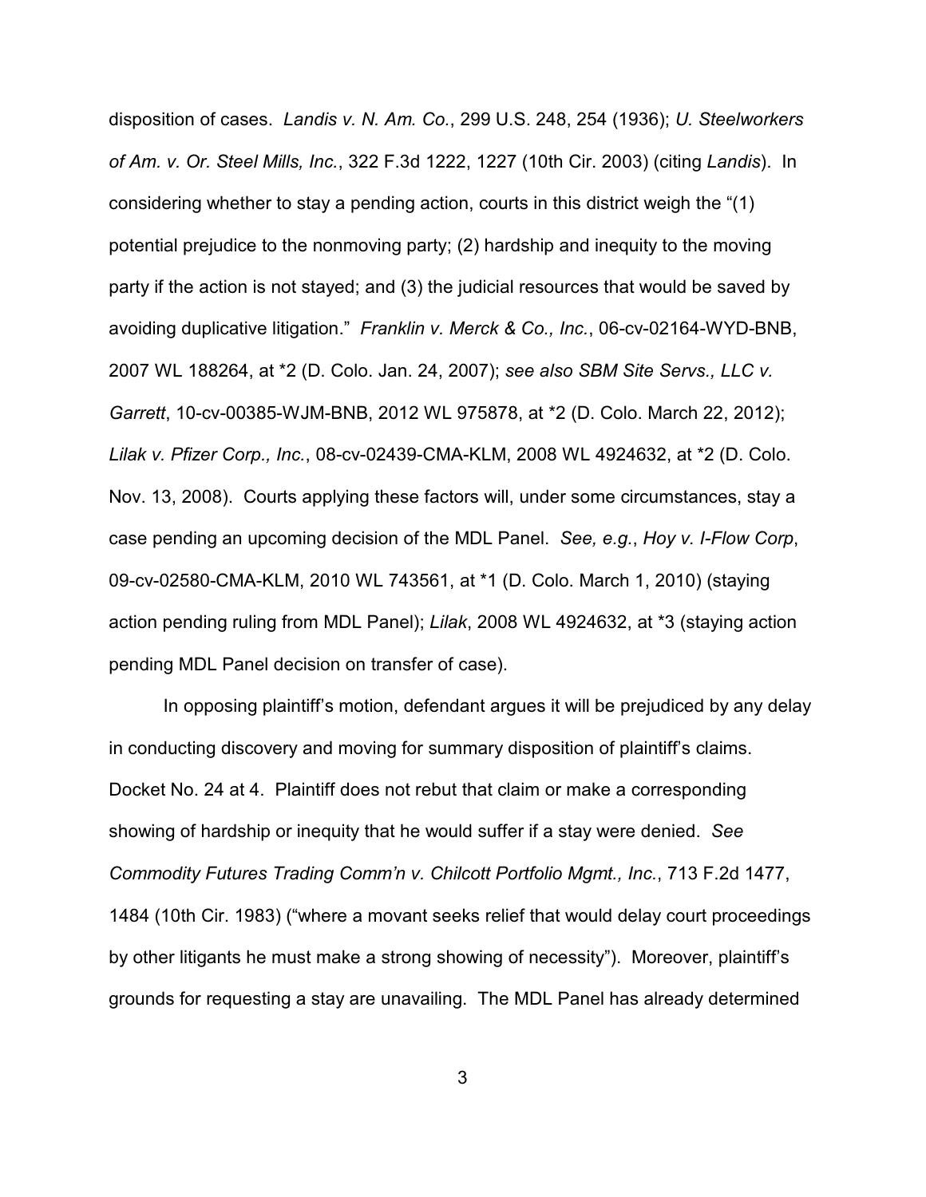disposition of cases. *Landis v. N. Am. Co.*, 299 U.S. 248, 254 (1936); *U. Steelworkers of Am. v. Or. Steel Mills, Inc.*, 322 F.3d 1222, 1227 (10th Cir. 2003) (citing *Landis*). In considering whether to stay a pending action, courts in this district weigh the "(1) potential prejudice to the nonmoving party; (2) hardship and inequity to the moving party if the action is not stayed; and (3) the judicial resources that would be saved by avoiding duplicative litigation." *Franklin v. Merck & Co., Inc.*, 06-cv-02164-WYD-BNB, 2007 WL 188264, at *2 (D. Colo. Jan. 24, 2007); *see also SBM Site Servs., LLC v. Garrett*, 10-cv-00385-WJM-BNB, 2012 WL 975878, at *2 (D. Colo. March 22, 2012); *Lilak v. Pfizer Corp., Inc.*, 08-cv-02439-CMA-KLM, 2008 WL 4924632, at *2 (D. Colo. Nov. 13, 2008). Courts applying these factors will, under some circumstances, stay a case pending an upcoming decision of the MDL Panel. *See, e.g.*, *Hoy v. I-Flow Corp*, 09-cv-02580-CMA-KLM, 2010 WL 743561, at *1 (D. Colo. March 1, 2010) (staying action pending ruling from MDL Panel); *Lilak*, 2008 WL 4924632, at *3 (staying action pending MDL Panel decision on transfer of case).

In opposing plaintiff's motion, defendant argues it will be prejudiced by any delay in conducting discovery and moving for summary disposition of plaintiff's claims. Docket No. 24 at 4. Plaintiff does not rebut that claim or make a corresponding showing of hardship or inequity that he would suffer if a stay were denied. *See Commodity Futures Trading Comm'n v. Chilcott Portfolio Mgmt., Inc.*, 713 F.2d 1477, 1484 (10th Cir. 1983) ("where a movant seeks relief that would delay court proceedings by other litigants he must make a strong showing of necessity"). Moreover, plaintiff's grounds for requesting a stay are unavailing. The MDL Panel has already determined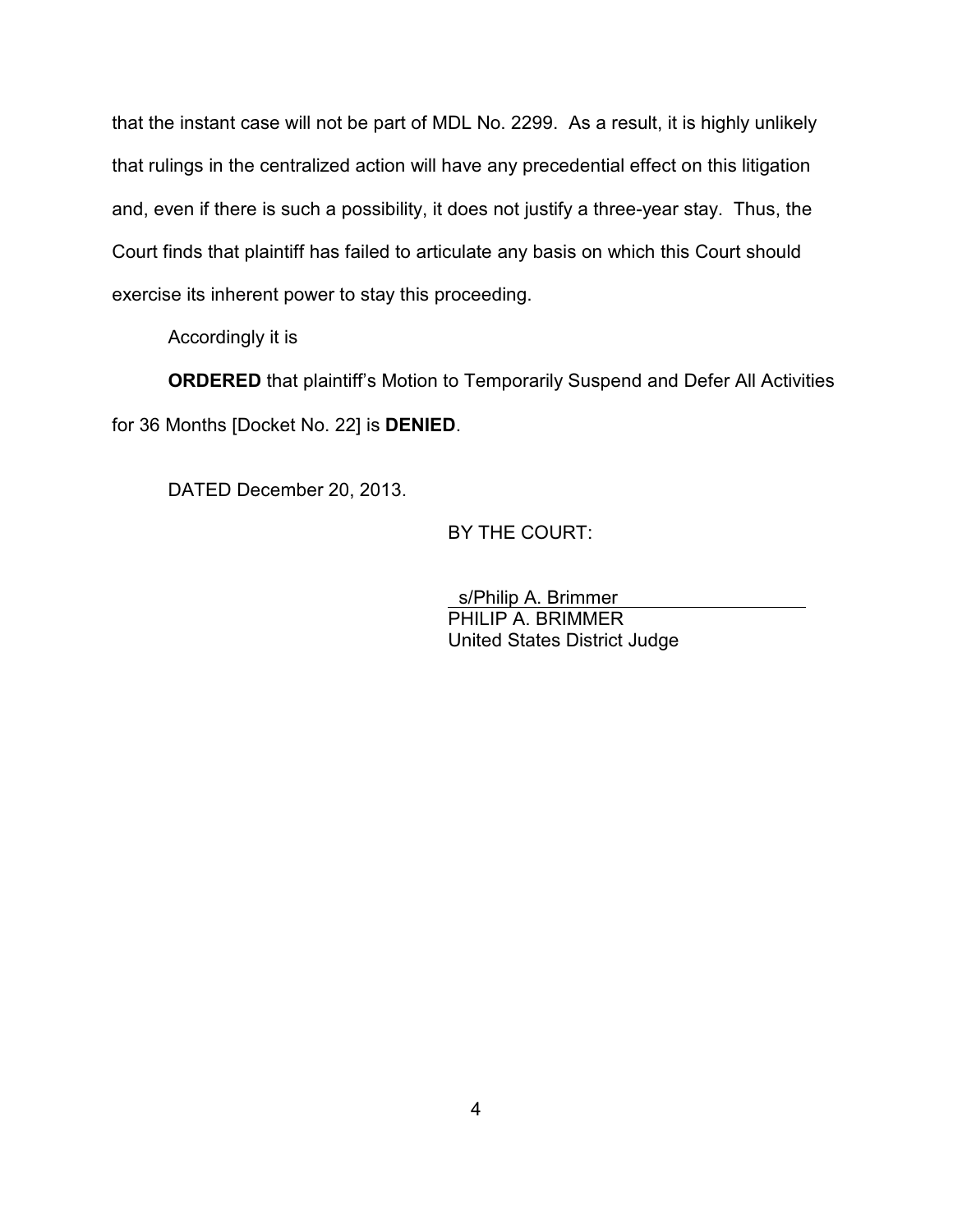that the instant case will not be part of MDL No. 2299. As a result, it is highly unlikely that rulings in the centralized action will have any precedential effect on this litigation and, even if there is such a possibility, it does not justify a three-year stay. Thus, the Court finds that plaintiff has failed to articulate any basis on which this Court should exercise its inherent power to stay this proceeding.

Accordingly it is

**ORDERED** that plaintiff's Motion to Temporarily Suspend and Defer All Activities for 36 Months [Docket No. 22] is **DENIED**.

DATED December 20, 2013.

BY THE COURT:

s/Philip A. Brimmer
PHILIP A. BRIMMER
United States District Judge